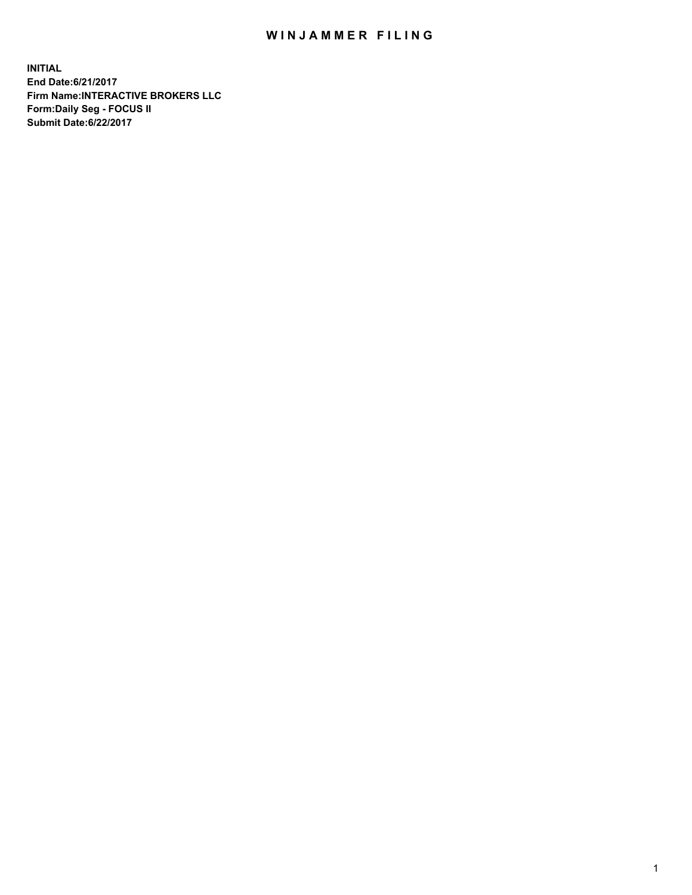# WINJAMMER FILING

**INITIAL**
**End Date:6/21/2017**
**Firm Name:INTERACTIVE BROKERS LLC**
**Form:Daily Seg - FOCUS II**
**Submit Date:6/22/2017**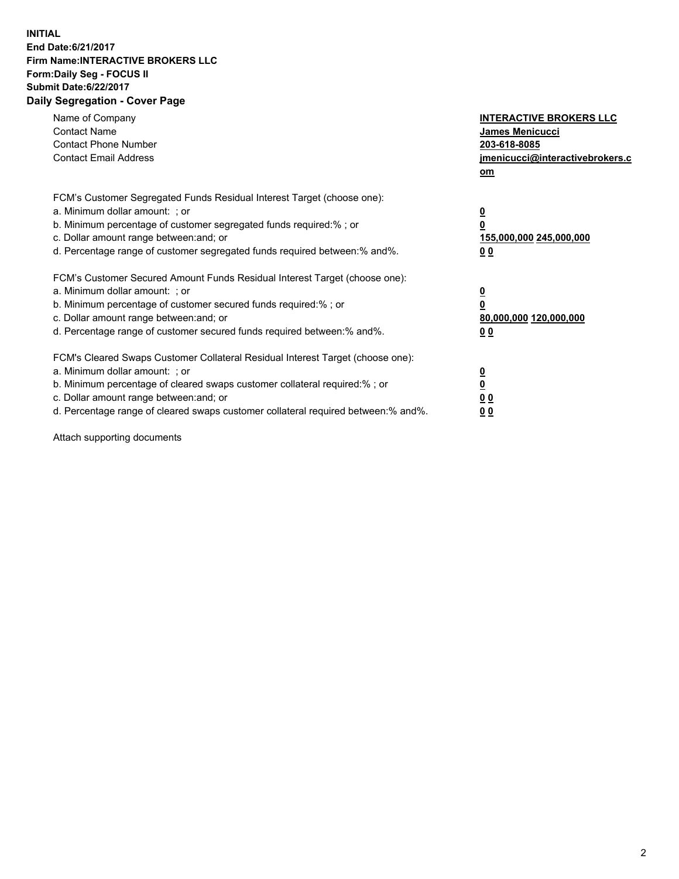**INITIAL**
**End Date:6/21/2017**
**Firm Name:INTERACTIVE BROKERS LLC**
**Form:Daily Seg - FOCUS II**
**Submit Date:6/22/2017**

## Daily Segregation - Cover Page

| | |
|---|---|
| Name of Company | **INTERACTIVE BROKERS LLC** |
| Contact Name | **James Menicucci** |
| Contact Phone Number | **203-618-8085** |
| Contact Email Address | **jmenicucci@interactivebrokers.com** |

FCM's Customer Segregated Funds Residual Interest Target (choose one):

| | |
|---|---|
| a. Minimum dollar amount: ; or | **0** |
| b. Minimum percentage of customer segregated funds required:% ; or | **0** |
| c. Dollar amount range between:and; or | **155,000,000 245,000,000** |
| d. Percentage range of customer segregated funds required between:% and%. | **0 0** |

FCM's Customer Secured Amount Funds Residual Interest Target (choose one):

| | |
|---|---|
| a. Minimum dollar amount: ; or | **0** |
| b. Minimum percentage of customer secured funds required:% ; or | **0** |
| c. Dollar amount range between:and; or | **80,000,000 120,000,000** |
| d. Percentage range of customer secured funds required between:% and%. | **0 0** |

FCM's Cleared Swaps Customer Collateral Residual Interest Target (choose one):

| | |
|---|---|
| a. Minimum dollar amount: ; or | **0** |
| b. Minimum percentage of cleared swaps customer collateral required:% ; or | **0** |
| c. Dollar amount range between:and; or | **0 0** |
| d. Percentage range of cleared swaps customer collateral required between:% and%. | **0 0** |

Attach supporting documents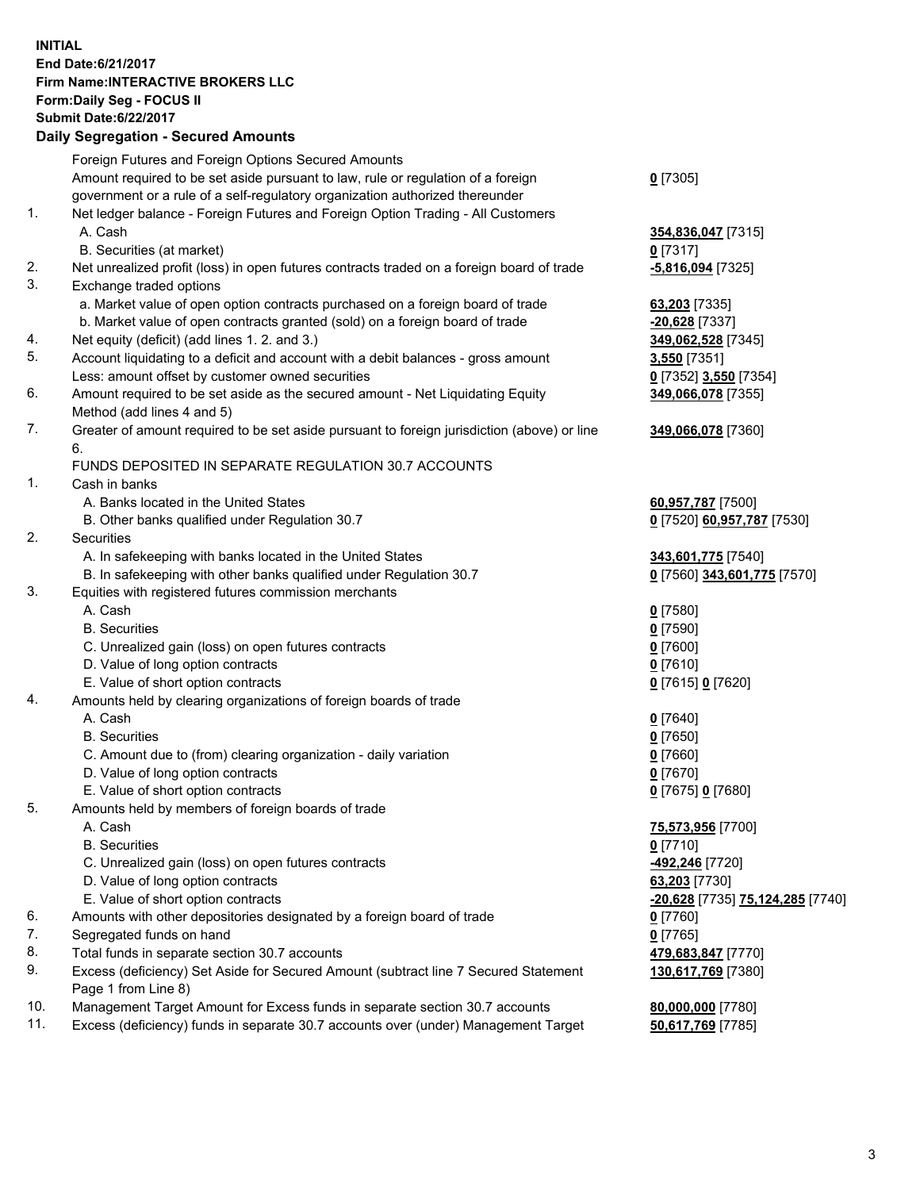**INITIAL**
**End Date:6/21/2017**
**Firm Name:INTERACTIVE BROKERS LLC**
**Form:Daily Seg - FOCUS II**
**Submit Date:6/22/2017**
**Daily Segregation - Secured Amounts**

| | | |
|---|---|---|
| | Foreign Futures and Foreign Options Secured Amounts | |
| | Amount required to be set aside pursuant to law, rule or regulation of a foreign government or a rule of a self-regulatory organization authorized thereunder | **0** [7305] |
| 1. | Net ledger balance - Foreign Futures and Foreign Option Trading - All Customers | |
| | A. Cash | **354,836,047** [7315] |
| | B. Securities (at market) | **0** [7317] |
| 2. | Net unrealized profit (loss) in open futures contracts traded on a foreign board of trade | **-5,816,094** [7325] |
| 3. | Exchange traded options | |
| | a. Market value of open option contracts purchased on a foreign board of trade | **63,203** [7335] |
| | b. Market value of open contracts granted (sold) on a foreign board of trade | **-20,628** [7337] |
| 4. | Net equity (deficit) (add lines 1. 2. and 3.) | **349,062,528** [7345] |
| 5. | Account liquidating to a deficit and account with a debit balances - gross amount | **3,550** [7351] |
| | Less: amount offset by customer owned securities | **0** [7352] **3,550** [7354] |
| 6. | Amount required to be set aside as the secured amount - Net Liquidating Equity Method (add lines 4 and 5) | **349,066,078** [7355] |
| 7. | Greater of amount required to be set aside pursuant to foreign jurisdiction (above) or line 6. | **349,066,078** [7360] |
| | FUNDS DEPOSITED IN SEPARATE REGULATION 30.7 ACCOUNTS | |
| 1. | Cash in banks | |
| | A. Banks located in the United States | **60,957,787** [7500] |
| | B. Other banks qualified under Regulation 30.7 | **0** [7520] **60,957,787** [7530] |
| 2. | Securities | |
| | A. In safekeeping with banks located in the United States | **343,601,775** [7540] |
| | B. In safekeeping with other banks qualified under Regulation 30.7 | **0** [7560] **343,601,775** [7570] |
| 3. | Equities with registered futures commission merchants | |
| | A. Cash | **0** [7580] |
| | B. Securities | **0** [7590] |
| | C. Unrealized gain (loss) on open futures contracts | **0** [7600] |
| | D. Value of long option contracts | **0** [7610] |
| | E. Value of short option contracts | **0** [7615] **0** [7620] |
| 4. | Amounts held by clearing organizations of foreign boards of trade | |
| | A. Cash | **0** [7640] |
| | B. Securities | **0** [7650] |
| | C. Amount due to (from) clearing organization - daily variation | **0** [7660] |
| | D. Value of long option contracts | **0** [7670] |
| | E. Value of short option contracts | **0** [7675] **0** [7680] |
| 5. | Amounts held by members of foreign boards of trade | |
| | A. Cash | **75,573,956** [7700] |
| | B. Securities | **0** [7710] |
| | C. Unrealized gain (loss) on open futures contracts | **-492,246** [7720] |
| | D. Value of long option contracts | **63,203** [7730] |
| | E. Value of short option contracts | **-20,628** [7735] **75,124,285** [7740] |
| 6. | Amounts with other depositories designated by a foreign board of trade | **0** [7760] |
| 7. | Segregated funds on hand | **0** [7765] |
| 8. | Total funds in separate section 30.7 accounts | **479,683,847** [7770] |
| 9. | Excess (deficiency) Set Aside for Secured Amount (subtract line 7 Secured Statement Page 1 from Line 8) | **130,617,769** [7380] |
| 10. | Management Target Amount for Excess funds in separate section 30.7 accounts | **80,000,000** [7780] |
| 11. | Excess (deficiency) funds in separate 30.7 accounts over (under) Management Target | **50,617,769** [7785] |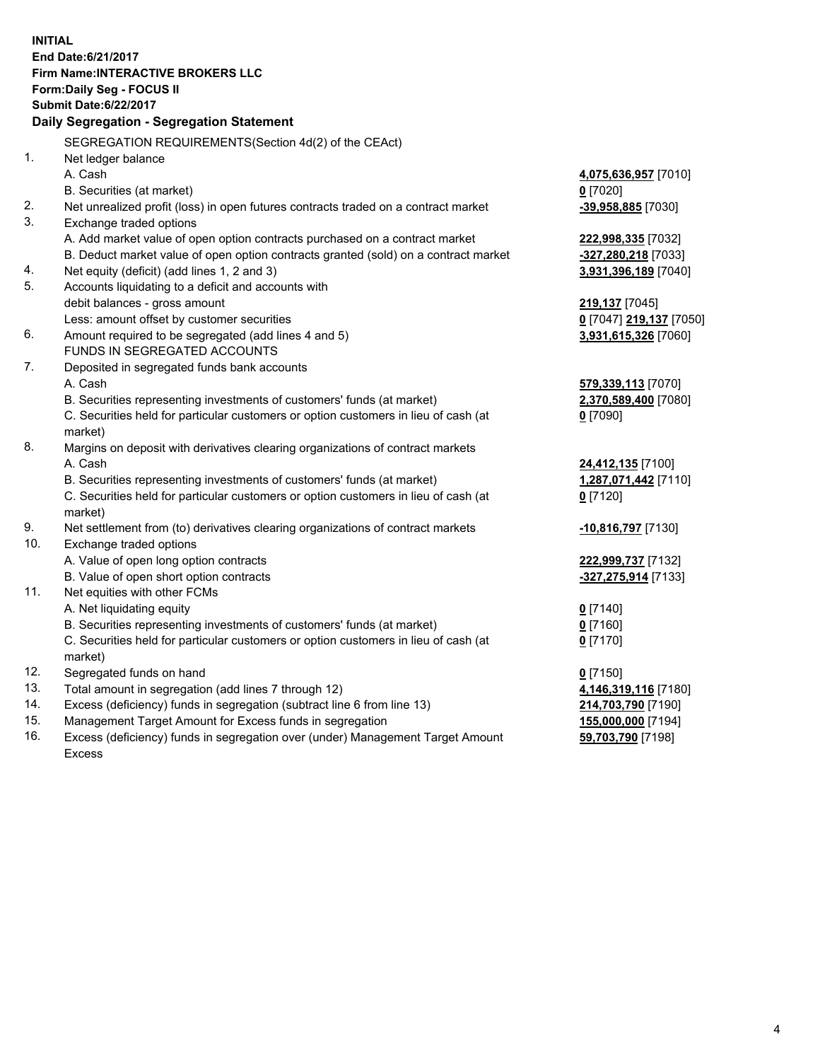**INITIAL**
**End Date:6/21/2017**
**Firm Name:INTERACTIVE BROKERS LLC**
**Form:Daily Seg - FOCUS II**
**Submit Date:6/22/2017**

**Daily Segregation - Segregation Statement**

SEGREGATION REQUIREMENTS(Section 4d(2) of the CEAct)

| | | |
|---|---|---|
| 1. | Net ledger balance | |
| | A. Cash | **4,075,636,957** [7010] |
| | B. Securities (at market) | **0** [7020] |
| 2. | Net unrealized profit (loss) in open futures contracts traded on a contract market | **-39,958,885** [7030] |
| 3. | Exchange traded options | |
| | A. Add market value of open option contracts purchased on a contract market | **222,998,335** [7032] |
| | B. Deduct market value of open option contracts granted (sold) on a contract market | **-327,280,218** [7033] |
| 4. | Net equity (deficit) (add lines 1, 2 and 3) | **3,931,396,189** [7040] |
| 5. | Accounts liquidating to a deficit and accounts with debit balances - gross amount | **219,137** [7045] |
| | Less: amount offset by customer securities | **0** [7047] **219,137** [7050] |
| 6. | Amount required to be segregated (add lines 4 and 5) | **3,931,615,326** [7060] |
| | FUNDS IN SEGREGATED ACCOUNTS | |
| 7. | Deposited in segregated funds bank accounts | |
| | A. Cash | **579,339,113** [7070] |
| | B. Securities representing investments of customers' funds (at market) | **2,370,589,400** [7080] |
| | C. Securities held for particular customers or option customers in lieu of cash (at market) | **0** [7090] |
| 8. | Margins on deposit with derivatives clearing organizations of contract markets | |
| | A. Cash | **24,412,135** [7100] |
| | B. Securities representing investments of customers' funds (at market) | **1,287,071,442** [7110] |
| | C. Securities held for particular customers or option customers in lieu of cash (at market) | **0** [7120] |
| 9. | Net settlement from (to) derivatives clearing organizations of contract markets | **-10,816,797** [7130] |
| 10. | Exchange traded options | |
| | A. Value of open long option contracts | **222,999,737** [7132] |
| | B. Value of open short option contracts | **-327,275,914** [7133] |
| 11. | Net equities with other FCMs | |
| | A. Net liquidating equity | **0** [7140] |
| | B. Securities representing investments of customers' funds (at market) | **0** [7160] |
| | C. Securities held for particular customers or option customers in lieu of cash (at market) | **0** [7170] |
| 12. | Segregated funds on hand | **0** [7150] |
| 13. | Total amount in segregation (add lines 7 through 12) | **4,146,319,116** [7180] |
| 14. | Excess (deficiency) funds in segregation (subtract line 6 from line 13) | **214,703,790** [7190] |
| 15. | Management Target Amount for Excess funds in segregation | **155,000,000** [7194] |
| 16. | Excess (deficiency) funds in segregation over (under) Management Target Amount Excess | **59,703,790** [7198] |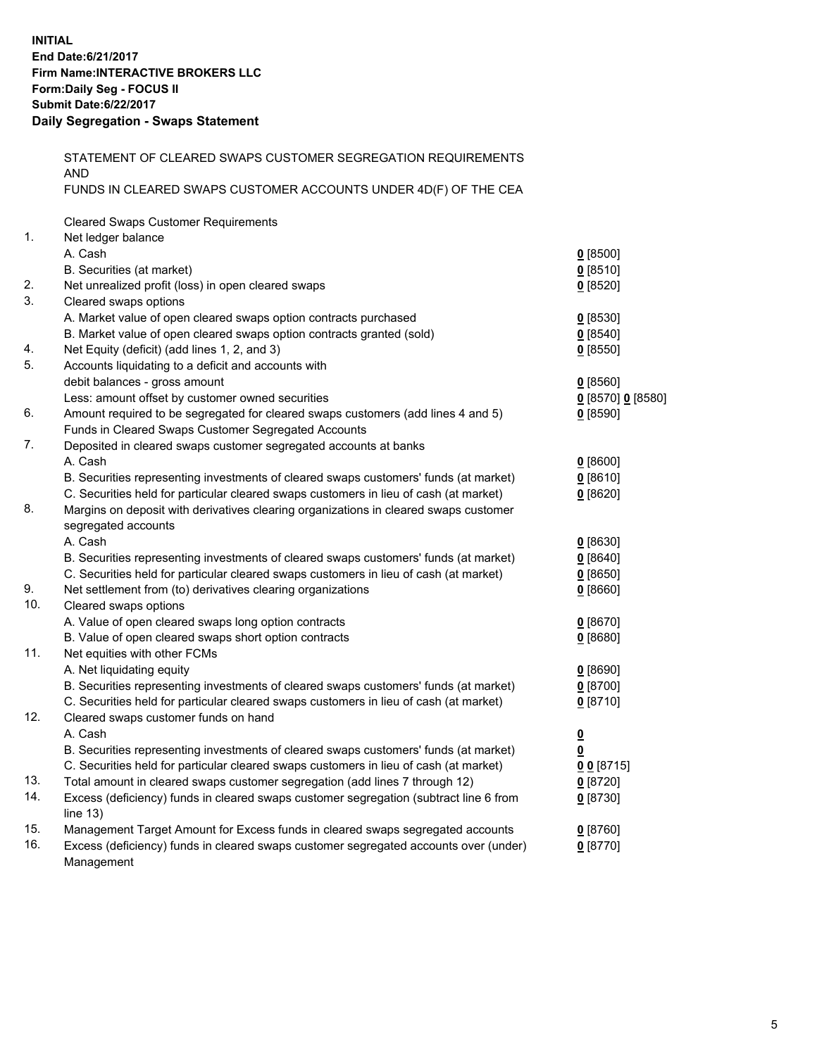**INITIAL**
**End Date:6/21/2017**
**Firm Name:INTERACTIVE BROKERS LLC**
**Form:Daily Seg - FOCUS II**
**Submit Date:6/22/2017**
**Daily Segregation - Swaps Statement**

STATEMENT OF CLEARED SWAPS CUSTOMER SEGREGATION REQUIREMENTS AND FUNDS IN CLEARED SWAPS CUSTOMER ACCOUNTS UNDER 4D(F) OF THE CEA

| | | |
|---|---|---|
| | Cleared Swaps Customer Requirements | |
| 1. | Net ledger balance | |
| | A. Cash | 0 [8500] |
| | B. Securities (at market) | 0 [8510] |
| 2. | Net unrealized profit (loss) in open cleared swaps | 0 [8520] |
| 3. | Cleared swaps options | |
| | A. Market value of open cleared swaps option contracts purchased | 0 [8530] |
| | B. Market value of open cleared swaps option contracts granted (sold) | 0 [8540] |
| 4. | Net Equity (deficit) (add lines 1, 2, and 3) | 0 [8550] |
| 5. | Accounts liquidating to a deficit and accounts with | |
| | debit balances - gross amount | 0 [8560] |
| | Less: amount offset by customer owned securities | 0 [8570] 0 [8580] |
| 6. | Amount required to be segregated for cleared swaps customers (add lines 4 and 5) | 0 [8590] |
| | Funds in Cleared Swaps Customer Segregated Accounts | |
| 7. | Deposited in cleared swaps customer segregated accounts at banks | |
| | A. Cash | 0 [8600] |
| | B. Securities representing investments of cleared swaps customers' funds (at market) | 0 [8610] |
| | C. Securities held for particular cleared swaps customers in lieu of cash (at market) | 0 [8620] |
| 8. | Margins on deposit with derivatives clearing organizations in cleared swaps customer segregated accounts | |
| | A. Cash | 0 [8630] |
| | B. Securities representing investments of cleared swaps customers' funds (at market) | 0 [8640] |
| | C. Securities held for particular cleared swaps customers in lieu of cash (at market) | 0 [8650] |
| 9. | Net settlement from (to) derivatives clearing organizations | 0 [8660] |
| 10. | Cleared swaps options | |
| | A. Value of open cleared swaps long option contracts | 0 [8670] |
| | B. Value of open cleared swaps short option contracts | 0 [8680] |
| 11. | Net equities with other FCMs | |
| | A. Net liquidating equity | 0 [8690] |
| | B. Securities representing investments of cleared swaps customers' funds (at market) | 0 [8700] |
| | C. Securities held for particular cleared swaps customers in lieu of cash (at market) | 0 [8710] |
| 12. | Cleared swaps customer funds on hand | |
| | A. Cash | 0 |
| | B. Securities representing investments of cleared swaps customers' funds (at market) | 0 |
| | C. Securities held for particular cleared swaps customers in lieu of cash (at market) | 0 0 [8715] |
| 13. | Total amount in cleared swaps customer segregation (add lines 7 through 12) | 0 [8720] |
| 14. | Excess (deficiency) funds in cleared swaps customer segregation (subtract line 6 from line 13) | 0 [8730] |
| 15. | Management Target Amount for Excess funds in cleared swaps segregated accounts | 0 [8760] |
| 16. | Excess (deficiency) funds in cleared swaps customer segregated accounts over (under) Management | 0 [8770] |